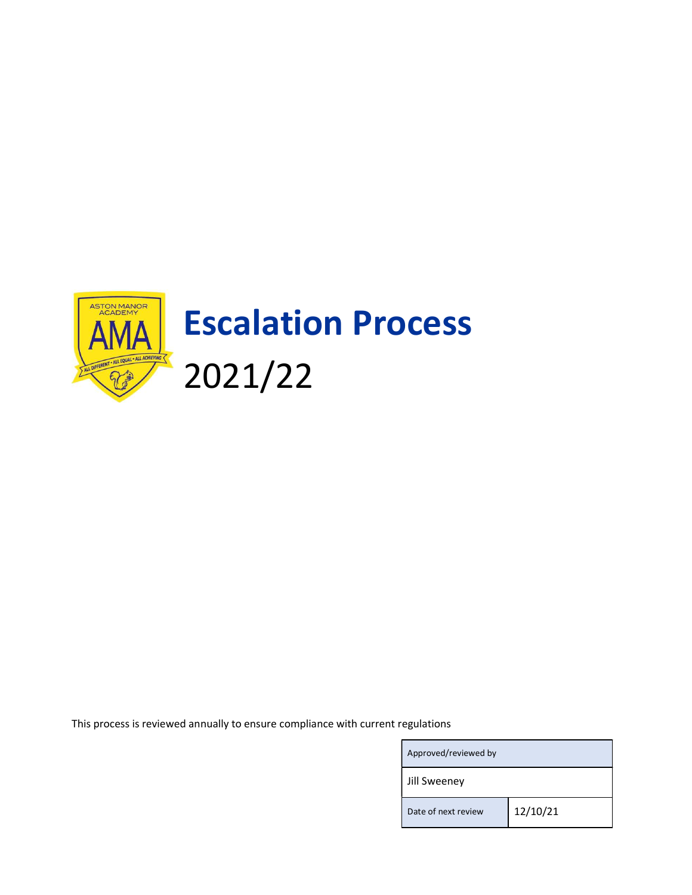# Escalation Process

2021/22

This process is reviewed annually to ensure compliance with current regulations

| Approved/reviewed by | |
|---|---|
| Jill Sweeney | |
| Date of next review | 12/10/21 |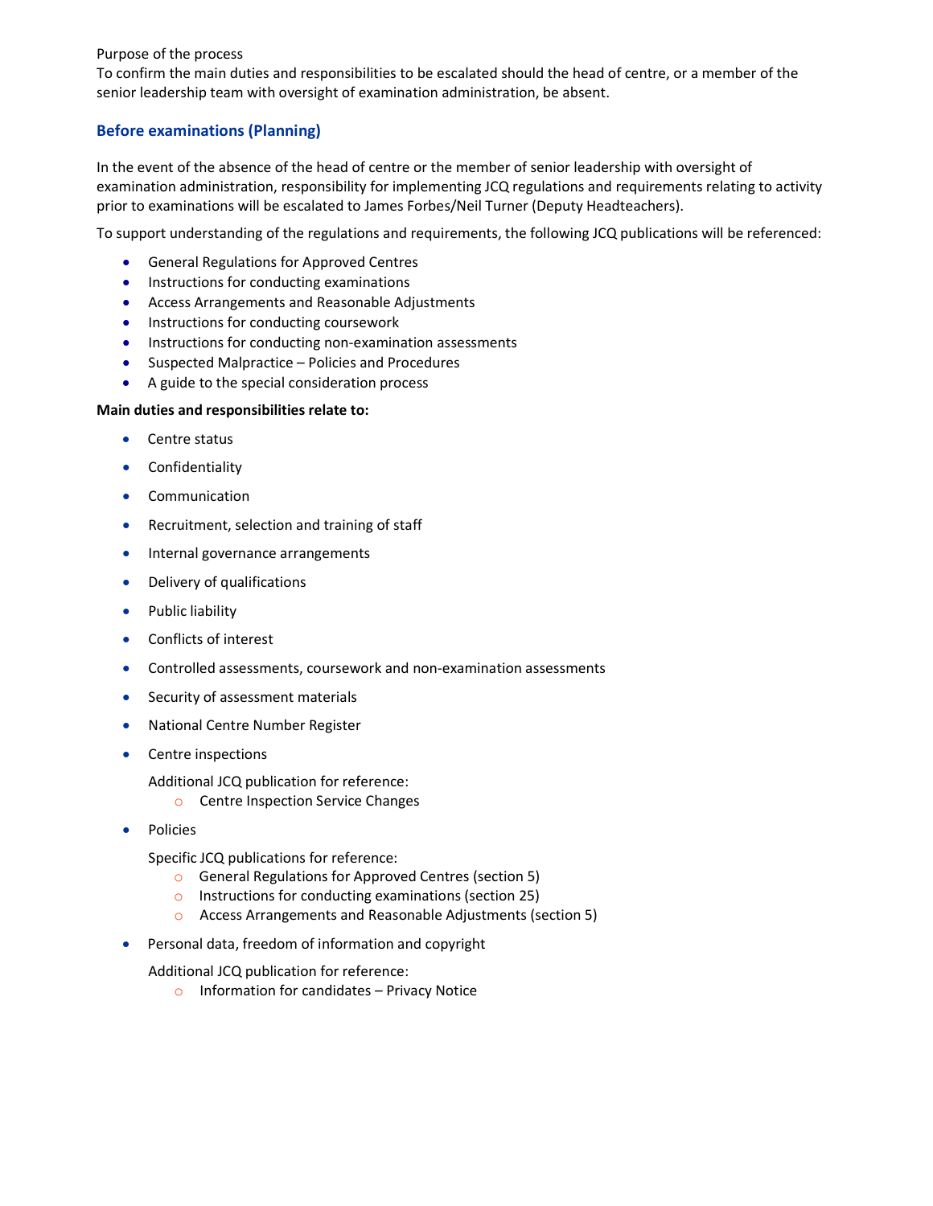Purpose of the process
To confirm the main duties and responsibilities to be escalated should the head of centre, or a member of the senior leadership team with oversight of examination administration, be absent.

## Before examinations (Planning)

In the event of the absence of the head of centre or the member of senior leadership with oversight of examination administration, responsibility for implementing JCQ regulations and requirements relating to activity prior to examinations will be escalated to James Forbes/Neil Turner (Deputy Headteachers).

To support understanding of the regulations and requirements, the following JCQ publications will be referenced:

- General Regulations for Approved Centres
- Instructions for conducting examinations
- Access Arrangements and Reasonable Adjustments
- Instructions for conducting coursework
- Instructions for conducting non-examination assessments
- Suspected Malpractice – Policies and Procedures
- A guide to the special consideration process

**Main duties and responsibilities relate to:**

- Centre status
- Confidentiality
- Communication
- Recruitment, selection and training of staff
- Internal governance arrangements
- Delivery of qualifications
- Public liability
- Conflicts of interest
- Controlled assessments, coursework and non-examination assessments
- Security of assessment materials
- National Centre Number Register
- Centre inspections

  Additional JCQ publication for reference:
    - Centre Inspection Service Changes
- Policies

  Specific JCQ publications for reference:
    - General Regulations for Approved Centres (section 5)
    - Instructions for conducting examinations (section 25)
    - Access Arrangements and Reasonable Adjustments (section 5)
- Personal data, freedom of information and copyright

  Additional JCQ publication for reference:
    - Information for candidates – Privacy Notice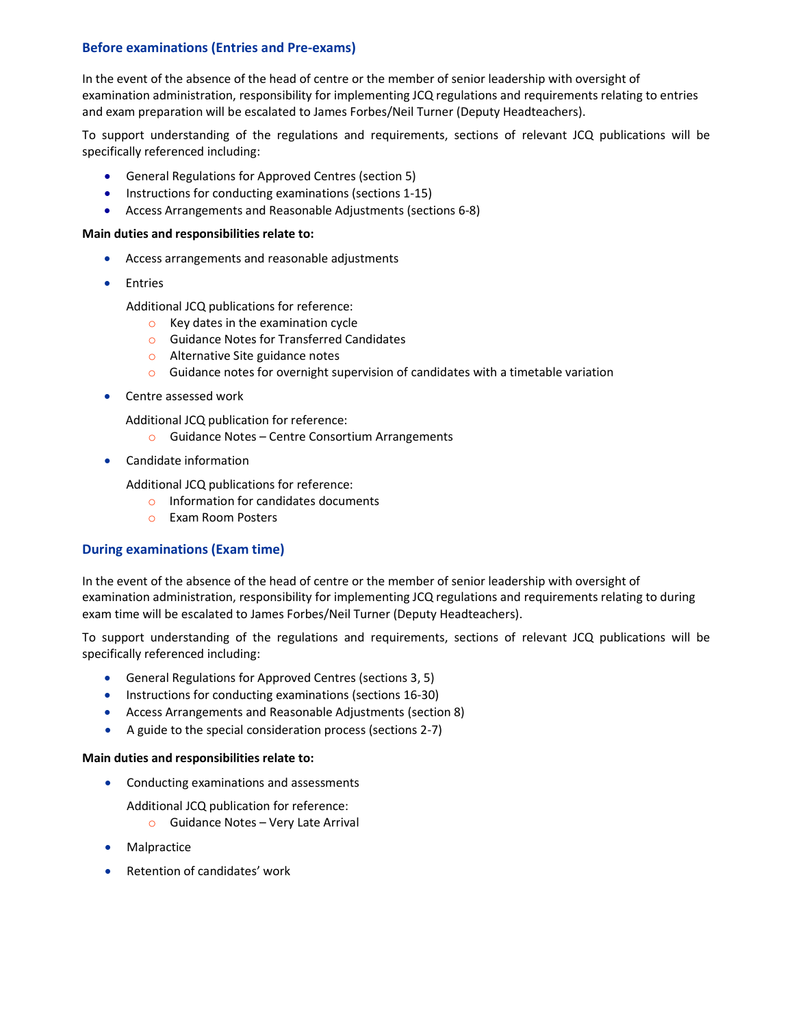### Before examinations (Entries and Pre-exams)

In the event of the absence of the head of centre or the member of senior leadership with oversight of examination administration, responsibility for implementing JCQ regulations and requirements relating to entries and exam preparation will be escalated to James Forbes/Neil Turner (Deputy Headteachers).

To support understanding of the regulations and requirements, sections of relevant JCQ publications will be specifically referenced including:

- General Regulations for Approved Centres (section 5)
- Instructions for conducting examinations (sections 1-15)
- Access Arrangements and Reasonable Adjustments (sections 6-8)

**Main duties and responsibilities relate to:**

- Access arrangements and reasonable adjustments
- Entries

  Additional JCQ publications for reference:
  - Key dates in the examination cycle
  - Guidance Notes for Transferred Candidates
  - Alternative Site guidance notes
  - Guidance notes for overnight supervision of candidates with a timetable variation
- Centre assessed work

  Additional JCQ publication for reference:
  - Guidance Notes – Centre Consortium Arrangements
- Candidate information

  Additional JCQ publications for reference:
  - Information for candidates documents
  - Exam Room Posters

### During examinations (Exam time)

In the event of the absence of the head of centre or the member of senior leadership with oversight of examination administration, responsibility for implementing JCQ regulations and requirements relating to during exam time will be escalated to James Forbes/Neil Turner (Deputy Headteachers).

To support understanding of the regulations and requirements, sections of relevant JCQ publications will be specifically referenced including:

- General Regulations for Approved Centres (sections 3, 5)
- Instructions for conducting examinations (sections 16-30)
- Access Arrangements and Reasonable Adjustments (section 8)
- A guide to the special consideration process (sections 2-7)

**Main duties and responsibilities relate to:**

- Conducting examinations and assessments

  Additional JCQ publication for reference:
  - Guidance Notes – Very Late Arrival
- Malpractice
- Retention of candidates' work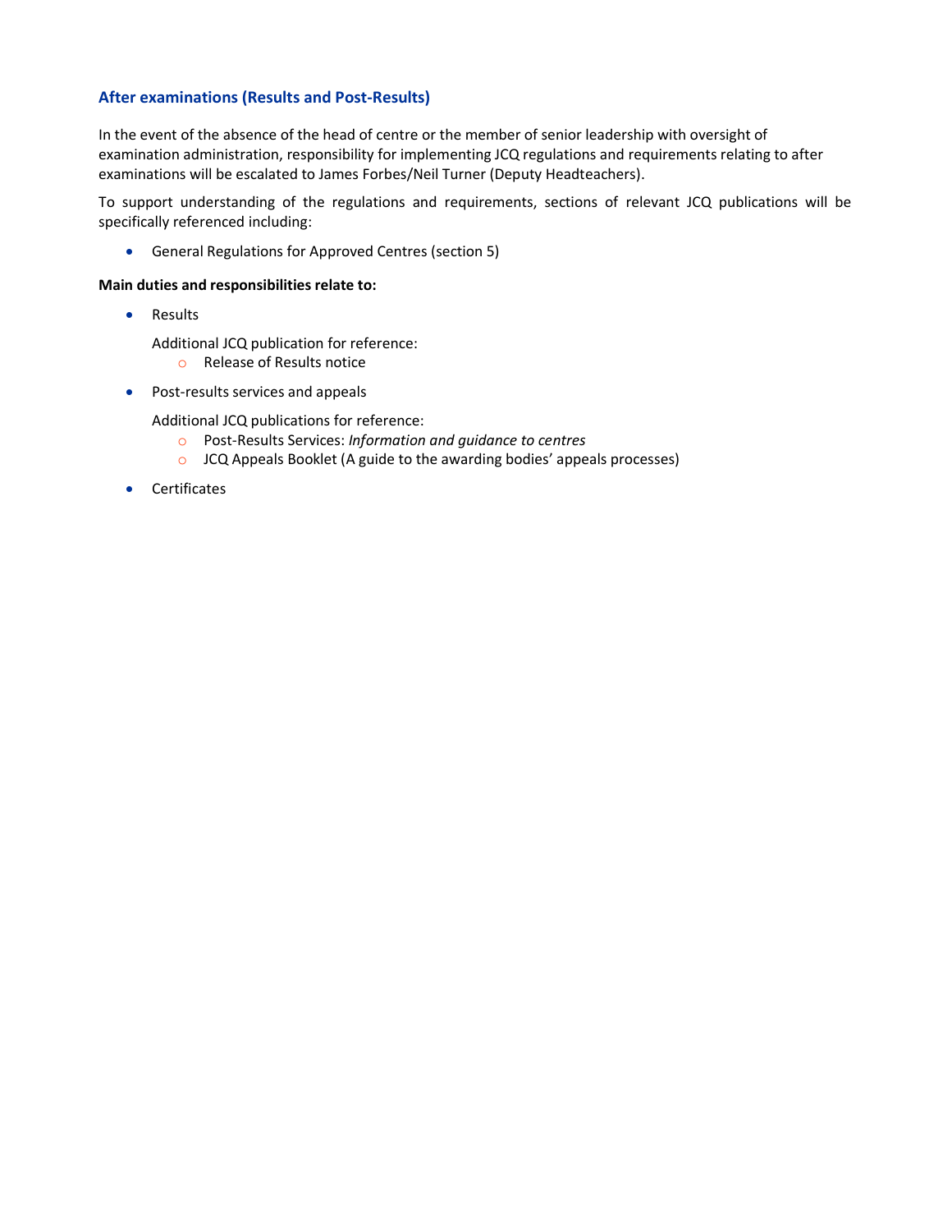## After examinations (Results and Post-Results)

In the event of the absence of the head of centre or the member of senior leadership with oversight of examination administration, responsibility for implementing JCQ regulations and requirements relating to after examinations will be escalated to James Forbes/Neil Turner (Deputy Headteachers).

To support understanding of the regulations and requirements, sections of relevant JCQ publications will be specifically referenced including:

- General Regulations for Approved Centres (section 5)

**Main duties and responsibilities relate to:**

- Results

  Additional JCQ publication for reference:
  - Release of Results notice

- Post-results services and appeals

  Additional JCQ publications for reference:
  - Post-Results Services: *Information and guidance to centres*
  - JCQ Appeals Booklet (A guide to the awarding bodies' appeals processes)

- Certificates